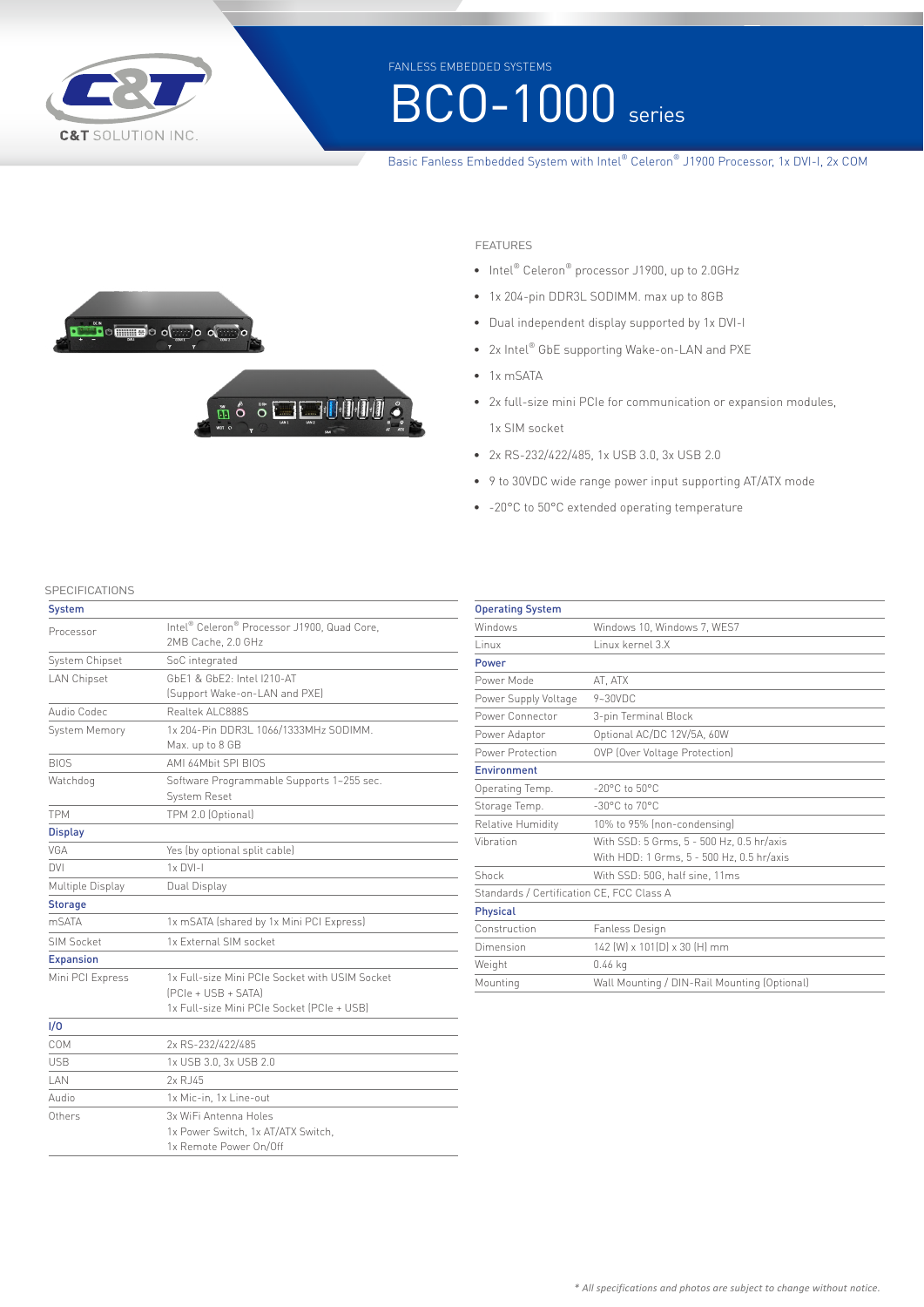C&T SOLUTION INC.

FANLESS EMBEDDED SYSTEMS

# BCO-1000 series

Basic Fanless Embedded System with Intel® Celeron® J1900 Processor, 1x DVI-I, 2x COM

## FEATURES

- Intel® Celeron® processor J1900, up to 2.0GHz
- 1x 204-pin DDR3L SODIMM. max up to 8GB
- Dual independent display supported by 1x DVI-I
- 2x Intel® GbE supporting Wake-on-LAN and PXE
- 1x mSATA
- 2x full-size mini PCIe for communication or expansion modules, 1x SIM socket
- 2x RS-232/422/485, 1x USB 3.0, 3x USB 2.0
- 9 to 30VDC wide range power input supporting AT/ATX mode
- -20°C to 50°C extended operating temperature

## SPECIFICATIONS

| **System** | |
|---|---|
| Processor | Intel® Celeron® Processor J1900, Quad Core, 2MB Cache, 2.0 GHz |
| System Chipset | SoC integrated |
| LAN Chipset | GbE1 & GbE2: Intel I210-AT (Support Wake-on-LAN and PXE) |
| Audio Codec | Realtek ALC888S |
| System Memory | 1x 204-Pin DDR3L 1066/1333MHz SODIMM. Max. up to 8 GB |
| BIOS | AMI 64Mbit SPI BIOS |
| Watchdog | Software Programmable Supports 1~255 sec. System Reset |
| TPM | TPM 2.0 (Optional) |
| **Display** | |
| VGA | Yes (by optional split cable) |
| DVI | 1x DVI-I |
| Multiple Display | Dual Display |
| **Storage** | |
| mSATA | 1x mSATA (shared by 1x Mini PCI Express) |
| SIM Socket | 1x External SIM socket |
| **Expansion** | |
| Mini PCI Express | 1x Full-size Mini PCIe Socket with USIM Socket (PCIe + USB + SATA)<br>1x Full-size Mini PCIe Socket (PCIe + USB) |
| **I/O** | |
| COM | 2x RS-232/422/485 |
| USB | 1x USB 3.0, 3x USB 2.0 |
| LAN | 2x RJ45 |
| Audio | 1x Mic-in, 1x Line-out |
| Others | 3x WiFi Antenna Holes<br>1x Power Switch, 1x AT/ATX Switch,<br>1x Remote Power On/Off |

| **Operating System** | |
|---|---|
| Windows | Windows 10, Windows 7, WES7 |
| Linux | Linux kernel 3.X |
| **Power** | |
| Power Mode | AT, ATX |
| Power Supply Voltage | 9~30VDC |
| Power Connector | 3-pin Terminal Block |
| Power Adaptor | Optional AC/DC 12V/5A, 60W |
| Power Protection | OVP (Over Voltage Protection) |
| **Environment** | |
| Operating Temp. | -20°C to 50°C |
| Storage Temp. | -30°C to 70°C |
| Relative Humidity | 10% to 95% (non-condensing) |
| Vibration | With SSD: 5 Grms, 5 - 500 Hz, 0.5 hr/axis<br>With HDD: 1 Grms, 5 - 500 Hz, 0.5 hr/axis |
| Shock | With SSD: 50G, half sine, 11ms |
| Standards / Certification | CE, FCC Class A |
| **Physical** | |
| Construction | Fanless Design |
| Dimension | 142 (W) x 101(D) x 30 (H) mm |
| Weight | 0.46 kg |
| Mounting | Wall Mounting / DIN-Rail Mounting (Optional) |

*\* All specifications and photos are subject to change without notice.*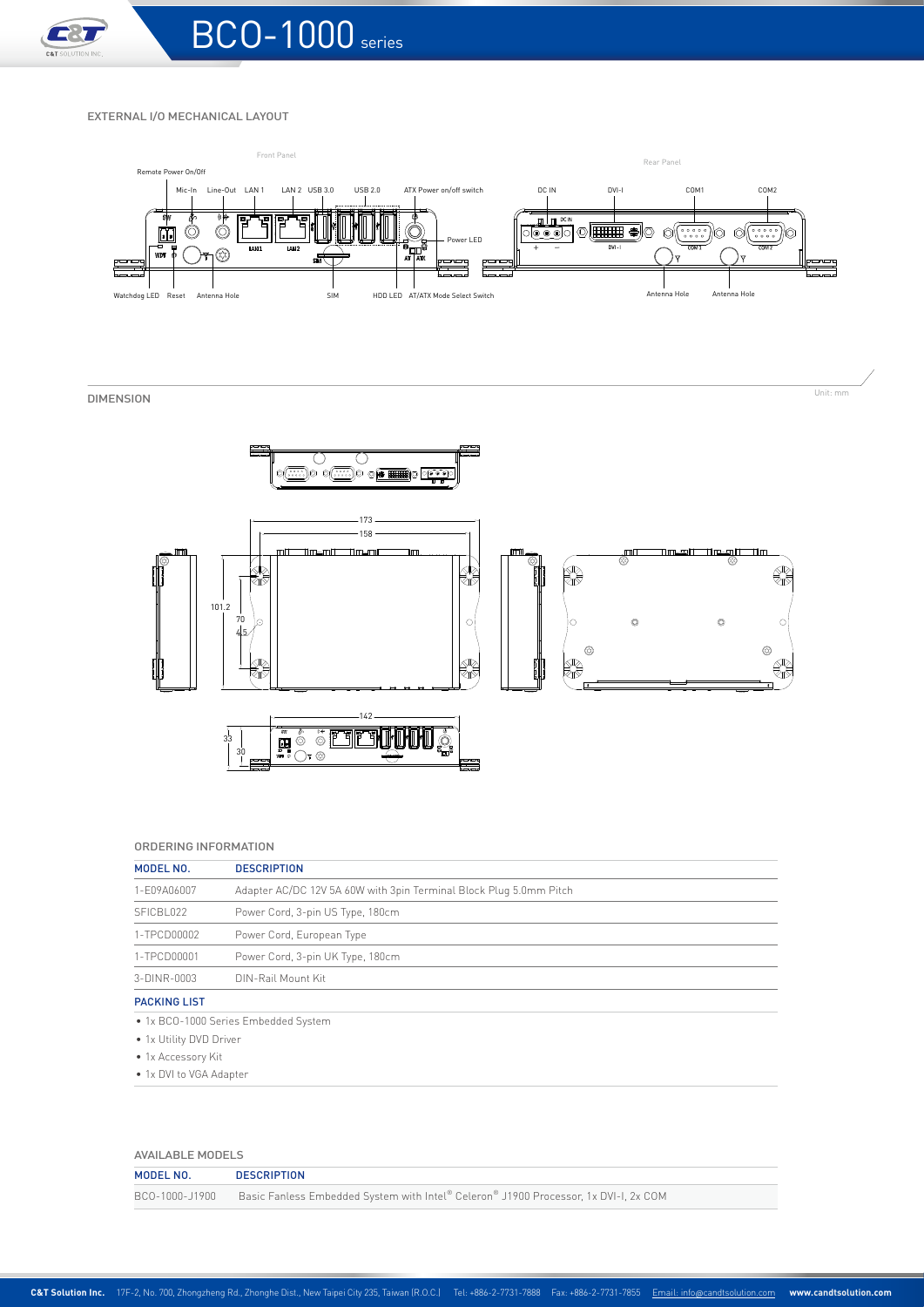## EXTERNAL I/O MECHANICAL LAYOUT

Front Panel

Remote Power On/Off

Mic-In
Line-Out
LAN 1
LAN 2
USB 3.0
USB 2.0
ATX Power on/off switch
Power LED
Watchdog LED
Reset
Antenna Hole
SIM
HDD LED
AT/ATX Mode Select Switch

Rear Panel

DC IN
DVI-I
COM1
COM2
Antenna Hole
Antenna Hole

## DIMENSION

Unit: mm

173
158
101.2
70
4.5
142
33
30

## ORDERING INFORMATION

| MODEL NO. | DESCRIPTION |
|---|---|
| 1-E09A06007 | Adapter AC/DC 12V 5A 60W with 3pin Terminal Block Plug 5.0mm Pitch |
| SFICBL022 | Power Cord, 3-pin US Type, 180cm |
| 1-TPCD00002 | Power Cord, European Type |
| 1-TPCD00001 | Power Cord, 3-pin UK Type, 180cm |
| 3-DINR-0003 | DIN-Rail Mount Kit |

### PACKING LIST

- 1x BCO-1000 Series Embedded System
- 1x Utility DVD Driver
- 1x Accessory Kit
- 1x DVI to VGA Adapter

## AVAILABLE MODELS

| MODEL NO. | DESCRIPTION |
|---|---|
| BCO-1000-J1900 | Basic Fanless Embedded System with Intel® Celeron® J1900 Processor, 1x DVI-I, 2x COM |